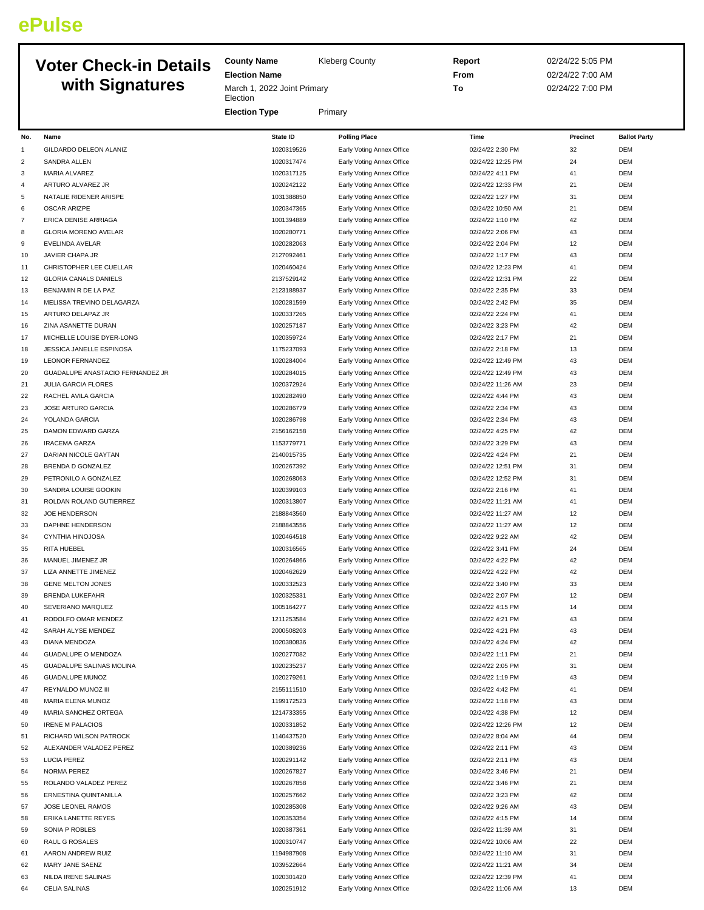**ePulse**

# Voter Check-in Details with Signatures

| | | | |
|---|---|---|---|
| **County Name** | Kleberg County | **Report** | 02/24/22 5:05 PM |
| **Election Name** | March 1, 2022 Joint Primary Election | **From** | 02/24/22 7:00 AM |
| | | **To** | 02/24/22 7:00 PM |
| **Election Type** | Primary | | |

| No. | Name | State ID | Polling Place | Time | Precinct | Ballot Party |
|---|---|---|---|---|---|---|
| 1 | GILDARDO DELEON ALANIZ | 1020319526 | Early Voting Annex Office | 02/24/22 2:30 PM | 32 | DEM |
| 2 | SANDRA ALLEN | 1020317474 | Early Voting Annex Office | 02/24/22 12:25 PM | 24 | DEM |
| 3 | MARIA ALVAREZ | 1020317125 | Early Voting Annex Office | 02/24/22 4:11 PM | 41 | DEM |
| 4 | ARTURO ALVAREZ JR | 1020242122 | Early Voting Annex Office | 02/24/22 12:33 PM | 21 | DEM |
| 5 | NATALIE RIDENER ARISPE | 1031388850 | Early Voting Annex Office | 02/24/22 1:27 PM | 31 | DEM |
| 6 | OSCAR ARIZPE | 1020347365 | Early Voting Annex Office | 02/24/22 10:50 AM | 21 | DEM |
| 7 | ERICA DENISE ARRIAGA | 1001394889 | Early Voting Annex Office | 02/24/22 1:10 PM | 42 | DEM |
| 8 | GLORIA MORENO AVELAR | 1020280771 | Early Voting Annex Office | 02/24/22 2:06 PM | 43 | DEM |
| 9 | EVELINDA AVELAR | 1020282063 | Early Voting Annex Office | 02/24/22 2:04 PM | 12 | DEM |
| 10 | JAVIER CHAPA JR | 2127092461 | Early Voting Annex Office | 02/24/22 1:17 PM | 43 | DEM |
| 11 | CHRISTOPHER LEE CUELLAR | 1020460424 | Early Voting Annex Office | 02/24/22 12:23 PM | 41 | DEM |
| 12 | GLORIA CANALS DANIELS | 2137529142 | Early Voting Annex Office | 02/24/22 12:31 PM | 22 | DEM |
| 13 | BENJAMIN R DE LA PAZ | 2123188937 | Early Voting Annex Office | 02/24/22 2:35 PM | 33 | DEM |
| 14 | MELISSA TREVINO DELAGARZA | 1020281599 | Early Voting Annex Office | 02/24/22 2:42 PM | 35 | DEM |
| 15 | ARTURO DELAPAZ JR | 1020337265 | Early Voting Annex Office | 02/24/22 2:24 PM | 41 | DEM |
| 16 | ZINA ASANETTE DURAN | 1020257187 | Early Voting Annex Office | 02/24/22 3:23 PM | 42 | DEM |
| 17 | MICHELLE LOUISE DYER-LONG | 1020359724 | Early Voting Annex Office | 02/24/22 2:17 PM | 21 | DEM |
| 18 | JESSICA JANELLE ESPINOSA | 1175237093 | Early Voting Annex Office | 02/24/22 2:18 PM | 13 | DEM |
| 19 | LEONOR FERNANDEZ | 1020284004 | Early Voting Annex Office | 02/24/22 12:49 PM | 43 | DEM |
| 20 | GUADALUPE ANASTACIO FERNANDEZ JR | 1020284015 | Early Voting Annex Office | 02/24/22 12:49 PM | 43 | DEM |
| 21 | JULIA GARCIA FLORES | 1020372924 | Early Voting Annex Office | 02/24/22 11:26 AM | 23 | DEM |
| 22 | RACHEL AVILA GARCIA | 1020282490 | Early Voting Annex Office | 02/24/22 4:44 PM | 43 | DEM |
| 23 | JOSE ARTURO GARCIA | 1020286779 | Early Voting Annex Office | 02/24/22 2:34 PM | 43 | DEM |
| 24 | YOLANDA GARCIA | 1020286798 | Early Voting Annex Office | 02/24/22 2:34 PM | 43 | DEM |
| 25 | DAMON EDWARD GARZA | 2156162158 | Early Voting Annex Office | 02/24/22 4:25 PM | 42 | DEM |
| 26 | IRACEMA GARZA | 1153779771 | Early Voting Annex Office | 02/24/22 3:29 PM | 43 | DEM |
| 27 | DARIAN NICOLE GAYTAN | 2140015735 | Early Voting Annex Office | 02/24/22 4:24 PM | 21 | DEM |
| 28 | BRENDA D GONZALEZ | 1020267392 | Early Voting Annex Office | 02/24/22 12:51 PM | 31 | DEM |
| 29 | PETRONILO A GONZALEZ | 1020268063 | Early Voting Annex Office | 02/24/22 12:52 PM | 31 | DEM |
| 30 | SANDRA LOUISE GOOKIN | 1020399103 | Early Voting Annex Office | 02/24/22 2:16 PM | 41 | DEM |
| 31 | ROLDAN ROLAND GUTIERREZ | 1020313807 | Early Voting Annex Office | 02/24/22 11:21 AM | 41 | DEM |
| 32 | JOE HENDERSON | 2188843560 | Early Voting Annex Office | 02/24/22 11:27 AM | 12 | DEM |
| 33 | DAPHNE HENDERSON | 2188843556 | Early Voting Annex Office | 02/24/22 11:27 AM | 12 | DEM |
| 34 | CYNTHIA HINOJOSA | 1020464518 | Early Voting Annex Office | 02/24/22 9:22 AM | 42 | DEM |
| 35 | RITA HUEBEL | 1020316565 | Early Voting Annex Office | 02/24/22 3:41 PM | 24 | DEM |
| 36 | MANUEL JIMENEZ JR | 1020264866 | Early Voting Annex Office | 02/24/22 4:22 PM | 42 | DEM |
| 37 | LIZA ANNETTE JIMENEZ | 1020462629 | Early Voting Annex Office | 02/24/22 4:22 PM | 42 | DEM |
| 38 | GENE MELTON JONES | 1020332523 | Early Voting Annex Office | 02/24/22 3:40 PM | 33 | DEM |
| 39 | BRENDA LUKEFAHR | 1020325331 | Early Voting Annex Office | 02/24/22 2:07 PM | 12 | DEM |
| 40 | SEVERIANO MARQUEZ | 1005164277 | Early Voting Annex Office | 02/24/22 4:15 PM | 14 | DEM |
| 41 | RODOLFO OMAR MENDEZ | 1211253584 | Early Voting Annex Office | 02/24/22 4:21 PM | 43 | DEM |
| 42 | SARAH ALYSE MENDEZ | 2000508203 | Early Voting Annex Office | 02/24/22 4:21 PM | 43 | DEM |
| 43 | DIANA MENDOZA | 1020380836 | Early Voting Annex Office | 02/24/22 4:24 PM | 42 | DEM |
| 44 | GUADALUPE O MENDOZA | 1020277082 | Early Voting Annex Office | 02/24/22 1:11 PM | 21 | DEM |
| 45 | GUADALUPE SALINAS MOLINA | 1020235237 | Early Voting Annex Office | 02/24/22 2:05 PM | 31 | DEM |
| 46 | GUADALUPE MUNOZ | 1020279261 | Early Voting Annex Office | 02/24/22 1:19 PM | 43 | DEM |
| 47 | REYNALDO MUNOZ III | 2155111510 | Early Voting Annex Office | 02/24/22 4:42 PM | 41 | DEM |
| 48 | MARIA ELENA MUNOZ | 1199172523 | Early Voting Annex Office | 02/24/22 1:18 PM | 43 | DEM |
| 49 | MARIA SANCHEZ ORTEGA | 1214733355 | Early Voting Annex Office | 02/24/22 4:38 PM | 12 | DEM |
| 50 | IRENE M PALACIOS | 1020331852 | Early Voting Annex Office | 02/24/22 12:26 PM | 12 | DEM |
| 51 | RICHARD WILSON PATROCK | 1140437520 | Early Voting Annex Office | 02/24/22 8:04 AM | 44 | DEM |
| 52 | ALEXANDER VALADEZ PEREZ | 1020389236 | Early Voting Annex Office | 02/24/22 2:11 PM | 43 | DEM |
| 53 | LUCIA PEREZ | 1020291142 | Early Voting Annex Office | 02/24/22 2:11 PM | 43 | DEM |
| 54 | NORMA PEREZ | 1020267827 | Early Voting Annex Office | 02/24/22 3:46 PM | 21 | DEM |
| 55 | ROLANDO VALADEZ PEREZ | 1020267858 | Early Voting Annex Office | 02/24/22 3:46 PM | 21 | DEM |
| 56 | ERNESTINA QUINTANILLA | 1020257662 | Early Voting Annex Office | 02/24/22 3:23 PM | 42 | DEM |
| 57 | JOSE LEONEL RAMOS | 1020285308 | Early Voting Annex Office | 02/24/22 9:26 AM | 43 | DEM |
| 58 | ERIKA LANETTE REYES | 1020353354 | Early Voting Annex Office | 02/24/22 4:15 PM | 14 | DEM |
| 59 | SONIA P ROBLES | 1020387361 | Early Voting Annex Office | 02/24/22 11:39 AM | 31 | DEM |
| 60 | RAUL G ROSALES | 1020310747 | Early Voting Annex Office | 02/24/22 10:06 AM | 22 | DEM |
| 61 | AARON ANDREW RUIZ | 1194987908 | Early Voting Annex Office | 02/24/22 11:10 AM | 31 | DEM |
| 62 | MARY JANE SAENZ | 1039522664 | Early Voting Annex Office | 02/24/22 11:21 AM | 34 | DEM |
| 63 | NILDA IRENE SALINAS | 1020301420 | Early Voting Annex Office | 02/24/22 12:39 PM | 41 | DEM |
| 64 | CELIA SALINAS | 1020251912 | Early Voting Annex Office | 02/24/22 11:06 AM | 13 | DEM |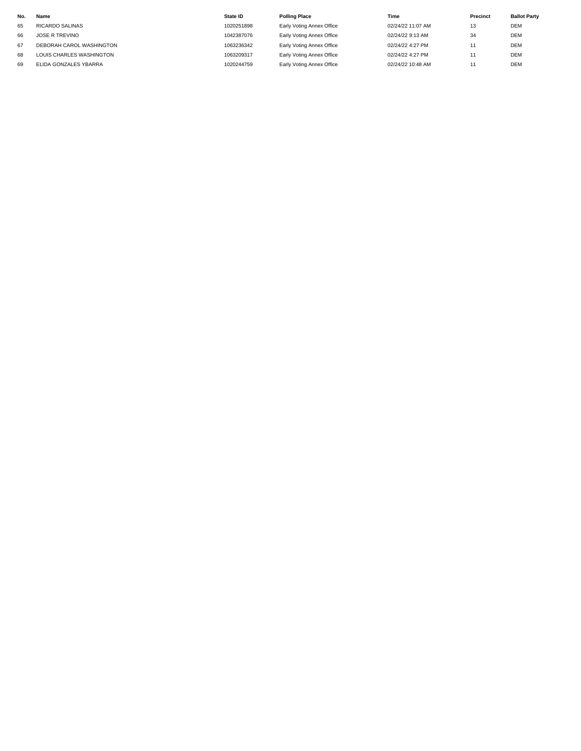| No. | Name | State ID | Polling Place | Time | Precinct | Ballot Party |
|---|---|---|---|---|---|---|
| 65 | RICARDO SALINAS | 1020251898 | Early Voting Annex Office | 02/24/22 11:07 AM | 13 | DEM |
| 66 | JOSE R TREVINO | 1042387076 | Early Voting Annex Office | 02/24/22 9:13 AM | 34 | DEM |
| 67 | DEBORAH CAROL WASHINGTON | 1063236342 | Early Voting Annex Office | 02/24/22 4:27 PM | 11 | DEM |
| 68 | LOUIS CHARLES WASHINGTON | 1063209317 | Early Voting Annex Office | 02/24/22 4:27 PM | 11 | DEM |
| 69 | ELIDA GONZALES YBARRA | 1020244759 | Early Voting Annex Office | 02/24/22 10:48 AM | 11 | DEM |